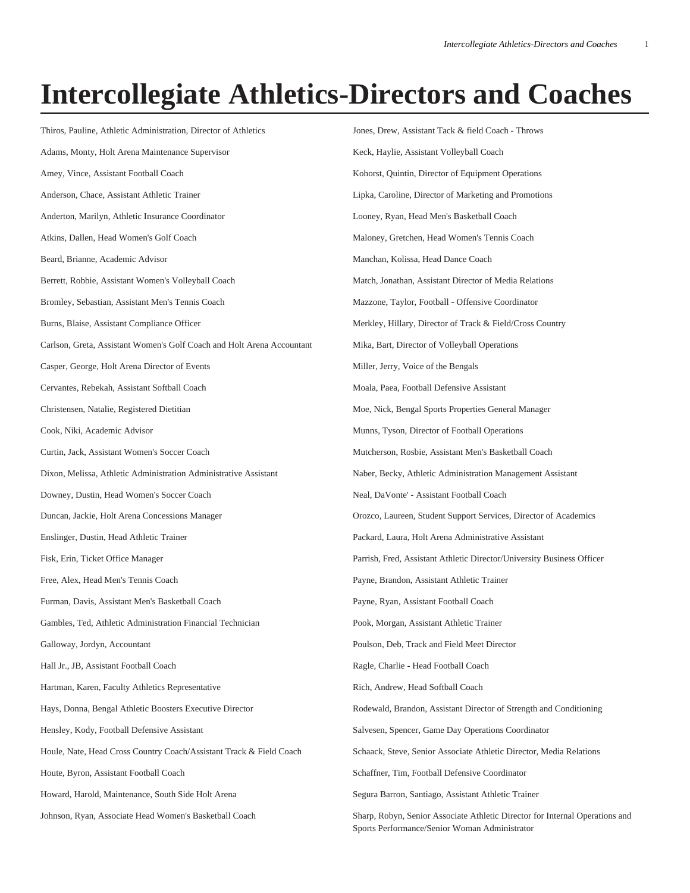# Intercollegiate Athletics-Directors and Coaches

Thiros, Pauline, Athletic Administration, Director of Athletics

Adams, Monty, Holt Arena Maintenance Supervisor

Amey, Vince, Assistant Football Coach

Anderson, Chace, Assistant Athletic Trainer

Anderton, Marilyn, Athletic Insurance Coordinator

Atkins, Dallen, Head Women's Golf Coach

Beard, Brianne, Academic Advisor

Berrett, Robbie, Assistant Women's Volleyball Coach

Bromley, Sebastian, Assistant Men's Tennis Coach

Burns, Blaise, Assistant Compliance Officer

Carlson, Greta, Assistant Women's Golf Coach and Holt Arena Accountant

Casper, George, Holt Arena Director of Events

Cervantes, Rebekah, Assistant Softball Coach

Christensen, Natalie, Registered Dietitian

Cook, Niki, Academic Advisor

Curtin, Jack, Assistant Women's Soccer Coach

Dixon, Melissa, Athletic Administration Administrative Assistant

Downey, Dustin, Head Women's Soccer Coach

Duncan, Jackie, Holt Arena Concessions Manager

Enslinger, Dustin, Head Athletic Trainer

Fisk, Erin, Ticket Office Manager

Free, Alex, Head Men's Tennis Coach

Furman, Davis, Assistant Men's Basketball Coach

Gambles, Ted, Athletic Administration Financial Technician

Galloway, Jordyn, Accountant

Hall Jr., JB, Assistant Football Coach

Hartman, Karen, Faculty Athletics Representative

Hays, Donna, Bengal Athletic Boosters Executive Director

Hensley, Kody, Football Defensive Assistant

Houle, Nate, Head Cross Country Coach/Assistant Track & Field Coach

Houte, Byron, Assistant Football Coach

Howard, Harold, Maintenance, South Side Holt Arena

Johnson, Ryan, Associate Head Women's Basketball Coach

Jones, Drew, Assistant Tack & field Coach - Throws

Keck, Haylie, Assistant Volleyball Coach

Kohorst, Quintin, Director of Equipment Operations

Lipka, Caroline, Director of Marketing and Promotions

Looney, Ryan, Head Men's Basketball Coach

Maloney, Gretchen, Head Women's Tennis Coach

Manchan, Kolissa, Head Dance Coach

Match, Jonathan, Assistant Director of Media Relations

Mazzone, Taylor, Football - Offensive Coordinator

Merkley, Hillary, Director of Track & Field/Cross Country

Mika, Bart, Director of Volleyball Operations

Miller, Jerry, Voice of the Bengals

Moala, Paea, Football Defensive Assistant

Moe, Nick, Bengal Sports Properties General Manager

Munns, Tyson, Director of Football Operations

Mutcherson, Rosbie, Assistant Men's Basketball Coach

Naber, Becky, Athletic Administration Management Assistant

Neal, DaVonte' - Assistant Football Coach

Orozco, Laureen, Student Support Services, Director of Academics

Packard, Laura, Holt Arena Administrative Assistant

Parrish, Fred, Assistant Athletic Director/University Business Officer

Payne, Brandon, Assistant Athletic Trainer

Payne, Ryan, Assistant Football Coach

Pook, Morgan, Assistant Athletic Trainer

Poulson, Deb, Track and Field Meet Director

Ragle, Charlie - Head Football Coach

Rich, Andrew, Head Softball Coach

Rodewald, Brandon, Assistant Director of Strength and Conditioning

Salvesen, Spencer, Game Day Operations Coordinator

Schaack, Steve, Senior Associate Athletic Director, Media Relations

Schaffner, Tim, Football Defensive Coordinator

Segura Barron, Santiago, Assistant Athletic Trainer

Sharp, Robyn, Senior Associate Athletic Director for Internal Operations and Sports Performance/Senior Woman Administrator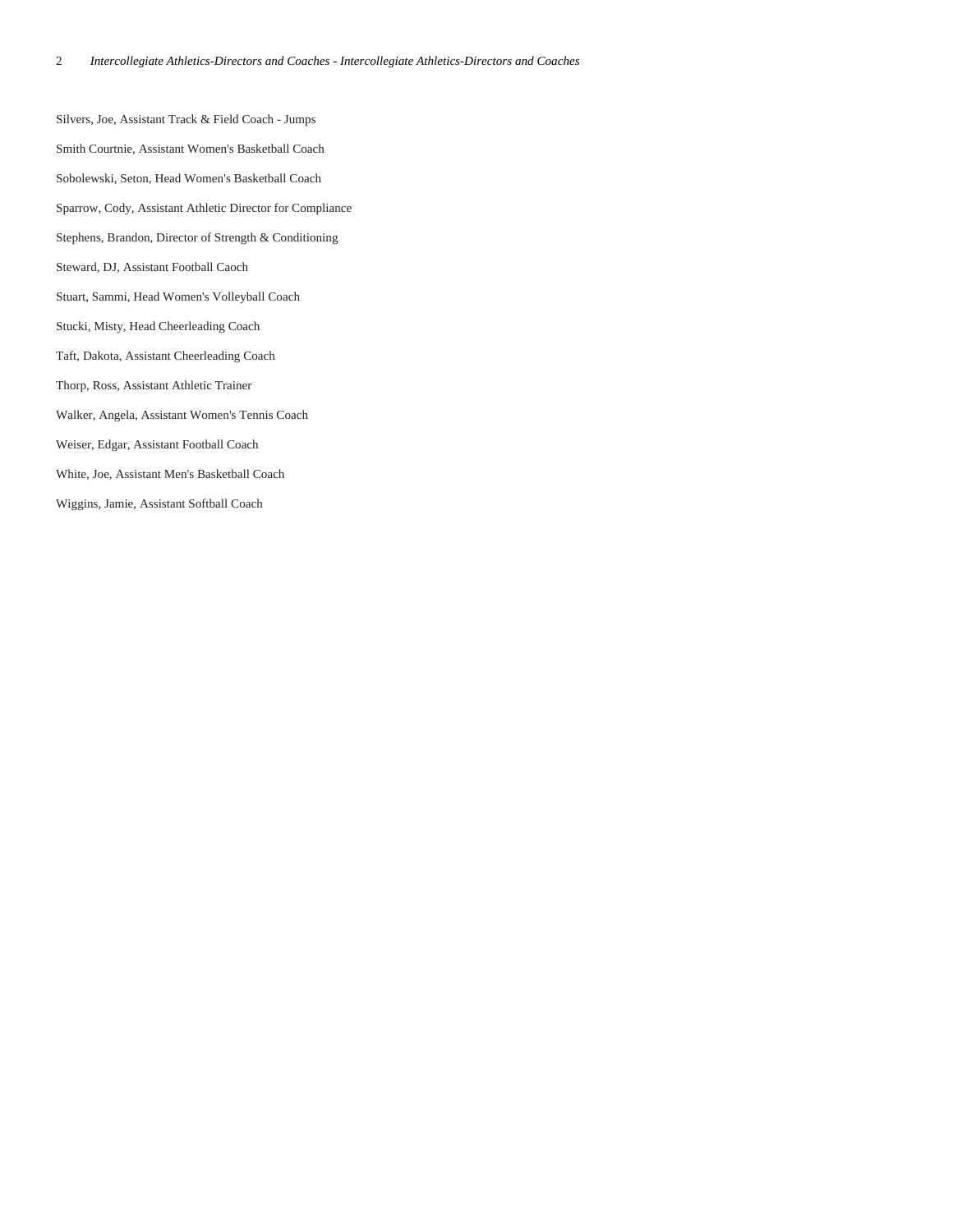Silvers, Joe, Assistant Track & Field Coach - Jumps

Smith Courtnie, Assistant Women's Basketball Coach

Sobolewski, Seton, Head Women's Basketball Coach

Sparrow, Cody, Assistant Athletic Director for Compliance

Stephens, Brandon, Director of Strength & Conditioning

Steward, DJ, Assistant Football Caoch

Stuart, Sammi, Head Women's Volleyball Coach

Stucki, Misty, Head Cheerleading Coach

Taft, Dakota, Assistant Cheerleading Coach

Thorp, Ross, Assistant Athletic Trainer

Walker, Angela, Assistant Women's Tennis Coach

Weiser, Edgar, Assistant Football Coach

White, Joe, Assistant Men's Basketball Coach

Wiggins, Jamie, Assistant Softball Coach